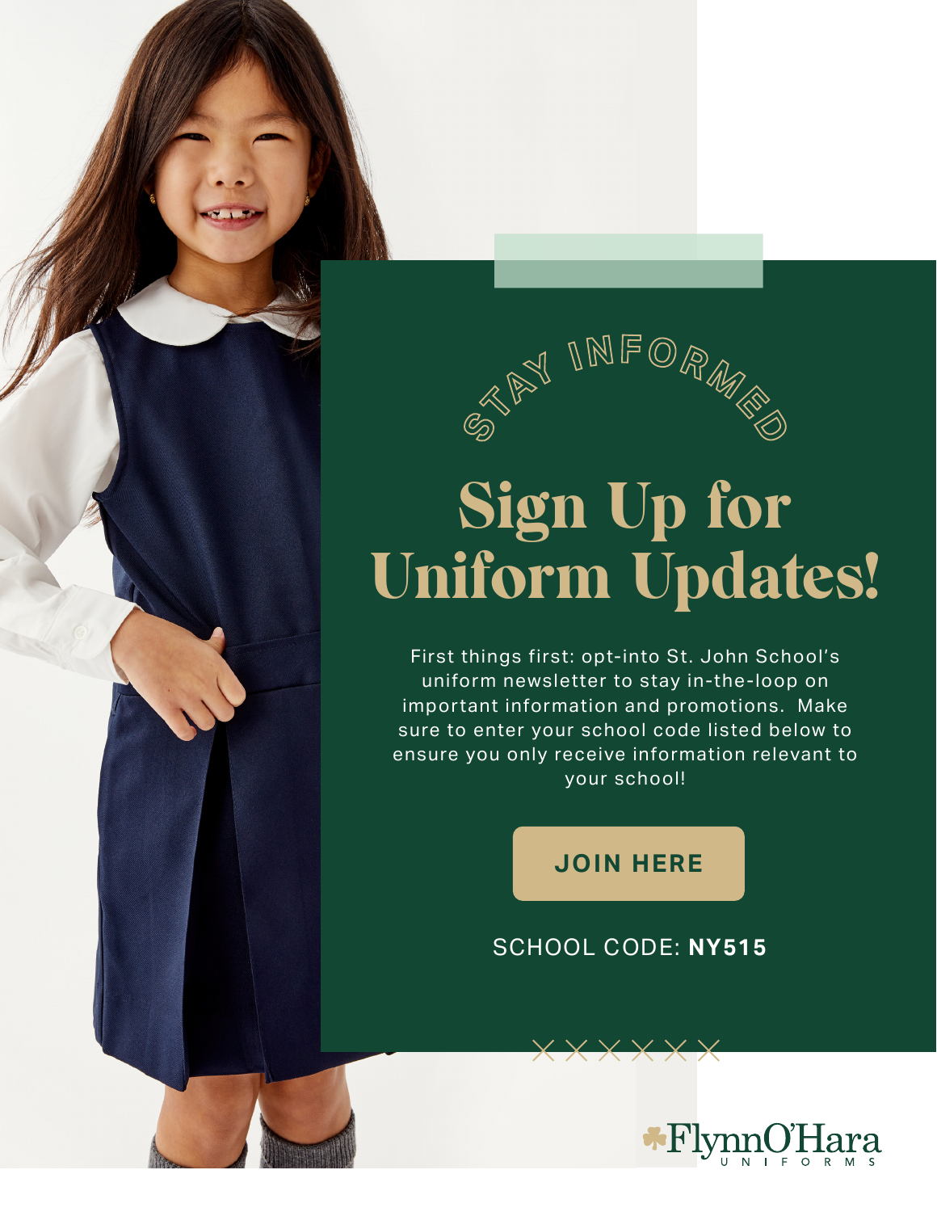STAY INFORMED

# Sign Up for Uniform Updates!

First things first: opt-into St. John School's uniform newsletter to stay in-the-loop on important information and promotions. Make sure to enter your school code listed below to ensure you only receive information relevant to your school!

**JOIN HERE**

SCHOOL CODE: **NY515**

FlynnO'Hara UNIFORMS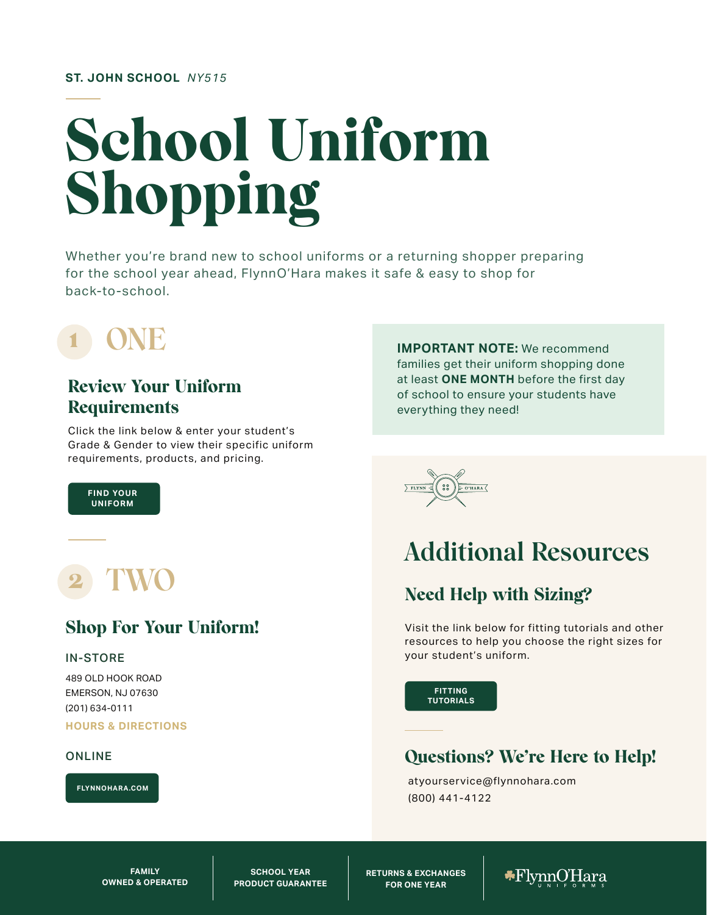**ST. JOHN SCHOOL** *NY515*

# School Uniform Shopping

Whether you're brand new to school uniforms or a returning shopper preparing for the school year ahead, FlynnO'Hara makes it safe & easy to shop for back-to-school.

## 1 ONE

### Review Your Uniform Requirements

Click the link below & enter your student's Grade & Gender to view their specific uniform requirements, products, and pricing.

**FIND YOUR UNIFORM**

## 2 TWO

### Shop For Your Uniform!

**IN-STORE**

489 OLD HOOK ROAD
EMERSON, NJ 07630
(201) 634-0111

**HOURS & DIRECTIONS**

**ONLINE**

**FLYNNOHARA.COM**

**IMPORTANT NOTE:** We recommend families get their uniform shopping done at least **ONE MONTH** before the first day of school to ensure your students have everything they need!

## Additional Resources

### Need Help with Sizing?

Visit the link below for fitting tutorials and other resources to help you choose the right sizes for your student's uniform.

**FITTING TUTORIALS**

### Questions? We're Here to Help!

atyourservice@flynnohara.com
(800) 441-4122

FAMILY OWNED & OPERATED | SCHOOL YEAR PRODUCT GUARANTEE | RETURNS & EXCHANGES FOR ONE YEAR | FlynnO'Hara UNIFORMS